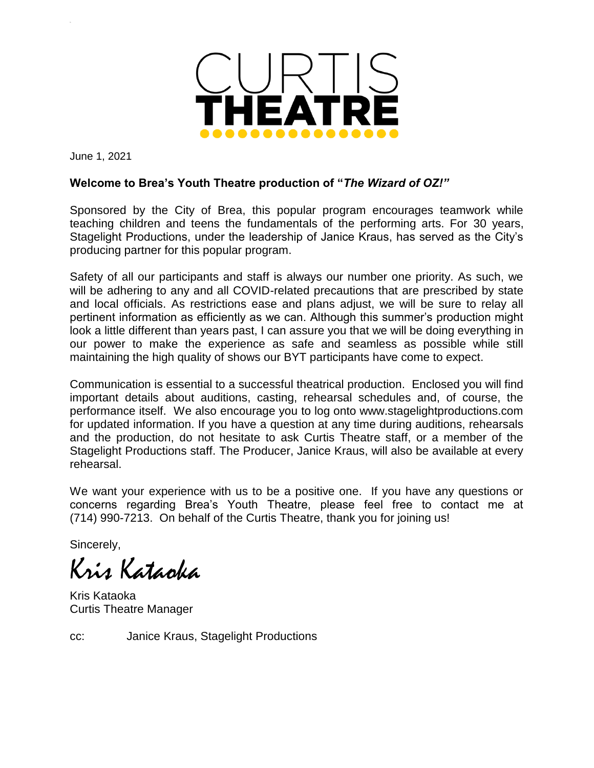CURTIS THEATRE

June 1, 2021

**Welcome to Brea's Youth Theatre production of "*The Wizard of OZ!"***

Sponsored by the City of Brea, this popular program encourages teamwork while teaching children and teens the fundamentals of the performing arts. For 30 years, Stagelight Productions, under the leadership of Janice Kraus, has served as the City's producing partner for this popular program.

Safety of all our participants and staff is always our number one priority. As such, we will be adhering to any and all COVID-related precautions that are prescribed by state and local officials. As restrictions ease and plans adjust, we will be sure to relay all pertinent information as efficiently as we can. Although this summer's production might look a little different than years past, I can assure you that we will be doing everything in our power to make the experience as safe and seamless as possible while still maintaining the high quality of shows our BYT participants have come to expect.

Communication is essential to a successful theatrical production. Enclosed you will find important details about auditions, casting, rehearsal schedules and, of course, the performance itself. We also encourage you to log onto www.stagelightproductions.com for updated information. If you have a question at any time during auditions, rehearsals and the production, do not hesitate to ask Curtis Theatre staff, or a member of the Stagelight Productions staff. The Producer, Janice Kraus, will also be available at every rehearsal.

We want your experience with us to be a positive one. If you have any questions or concerns regarding Brea's Youth Theatre, please feel free to contact me at (714) 990-7213. On behalf of the Curtis Theatre, thank you for joining us!

Sincerely,

*Kris Kataoka*

Kris Kataoka
Curtis Theatre Manager

cc: Janice Kraus, Stagelight Productions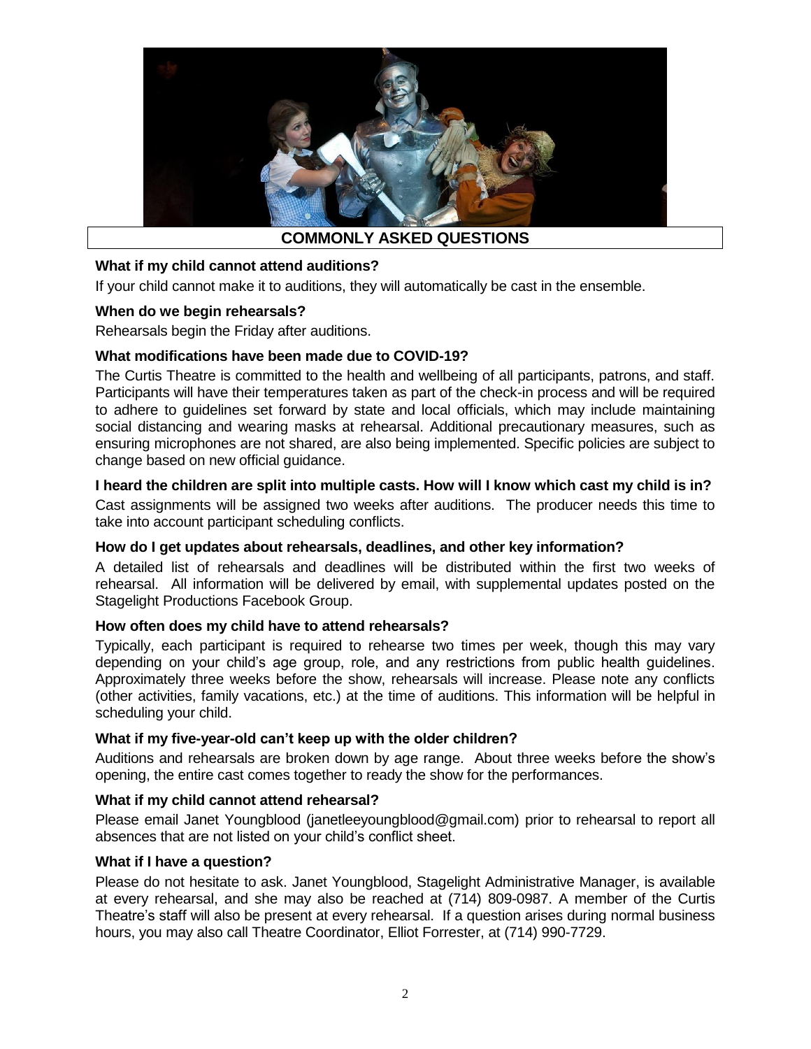## COMMONLY ASKED QUESTIONS

**What if my child cannot attend auditions?**

If your child cannot make it to auditions, they will automatically be cast in the ensemble.

**When do we begin rehearsals?**

Rehearsals begin the Friday after auditions.

**What modifications have been made due to COVID-19?**

The Curtis Theatre is committed to the health and wellbeing of all participants, patrons, and staff. Participants will have their temperatures taken as part of the check-in process and will be required to adhere to guidelines set forward by state and local officials, which may include maintaining social distancing and wearing masks at rehearsal. Additional precautionary measures, such as ensuring microphones are not shared, are also being implemented. Specific policies are subject to change based on new official guidance.

**I heard the children are split into multiple casts. How will I know which cast my child is in?**

Cast assignments will be assigned two weeks after auditions. The producer needs this time to take into account participant scheduling conflicts.

**How do I get updates about rehearsals, deadlines, and other key information?**

A detailed list of rehearsals and deadlines will be distributed within the first two weeks of rehearsal. All information will be delivered by email, with supplemental updates posted on the Stagelight Productions Facebook Group.

**How often does my child have to attend rehearsals?**

Typically, each participant is required to rehearse two times per week, though this may vary depending on your child's age group, role, and any restrictions from public health guidelines. Approximately three weeks before the show, rehearsals will increase. Please note any conflicts (other activities, family vacations, etc.) at the time of auditions. This information will be helpful in scheduling your child.

**What if my five-year-old can't keep up with the older children?**

Auditions and rehearsals are broken down by age range. About three weeks before the show's opening, the entire cast comes together to ready the show for the performances.

**What if my child cannot attend rehearsal?**

Please email Janet Youngblood (janetleeyoungblood@gmail.com) prior to rehearsal to report all absences that are not listed on your child's conflict sheet.

**What if I have a question?**

Please do not hesitate to ask. Janet Youngblood, Stagelight Administrative Manager, is available at every rehearsal, and she may also be reached at (714) 809-0987. A member of the Curtis Theatre's staff will also be present at every rehearsal. If a question arises during normal business hours, you may also call Theatre Coordinator, Elliot Forrester, at (714) 990-7729.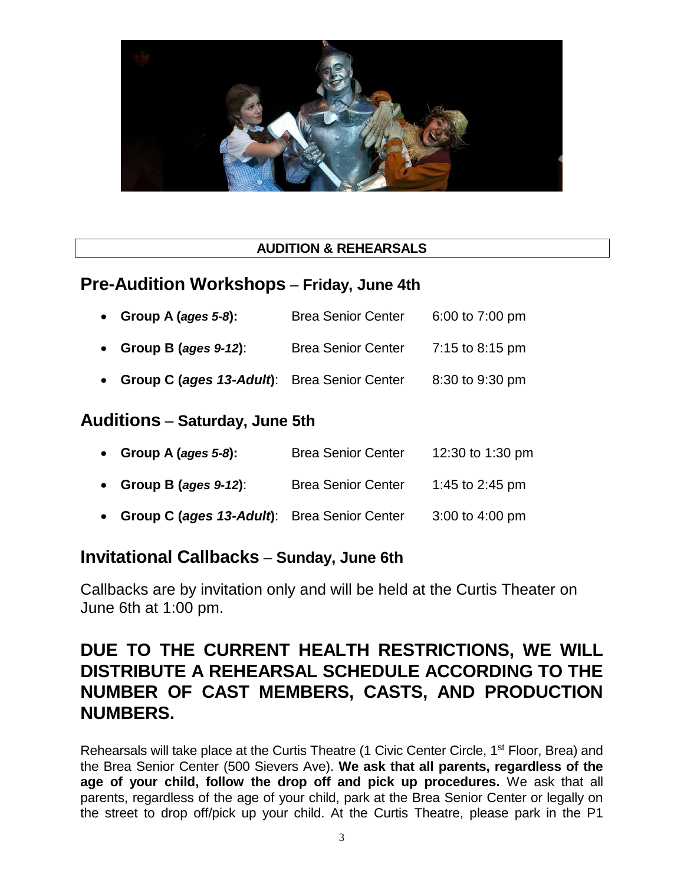**AUDITION & REHEARSALS**

## Pre-Audition Workshops – Friday, June 4th

- **Group A (*ages 5-8*):** Brea Senior Center 6:00 to 7:00 pm
- **Group B (*ages 9-12*)**: Brea Senior Center 7:15 to 8:15 pm
- **Group C (*ages 13-Adult*)**: Brea Senior Center 8:30 to 9:30 pm

## Auditions – Saturday, June 5th

- **Group A (*ages 5-8*):** Brea Senior Center 12:30 to 1:30 pm
- **Group B (*ages 9-12*)**: Brea Senior Center 1:45 to 2:45 pm
- **Group C (*ages 13-Adult*)**: Brea Senior Center 3:00 to 4:00 pm

## Invitational Callbacks – Sunday, June 6th

Callbacks are by invitation only and will be held at the Curtis Theater on June 6th at 1:00 pm.

## DUE TO THE CURRENT HEALTH RESTRICTIONS, WE WILL DISTRIBUTE A REHEARSAL SCHEDULE ACCORDING TO THE NUMBER OF CAST MEMBERS, CASTS, AND PRODUCTION NUMBERS.

Rehearsals will take place at the Curtis Theatre (1 Civic Center Circle, 1st Floor, Brea) and the Brea Senior Center (500 Sievers Ave). **We ask that all parents, regardless of the age of your child, follow the drop off and pick up procedures.** We ask that all parents, regardless of the age of your child, park at the Brea Senior Center or legally on the street to drop off/pick up your child. At the Curtis Theatre, please park in the P1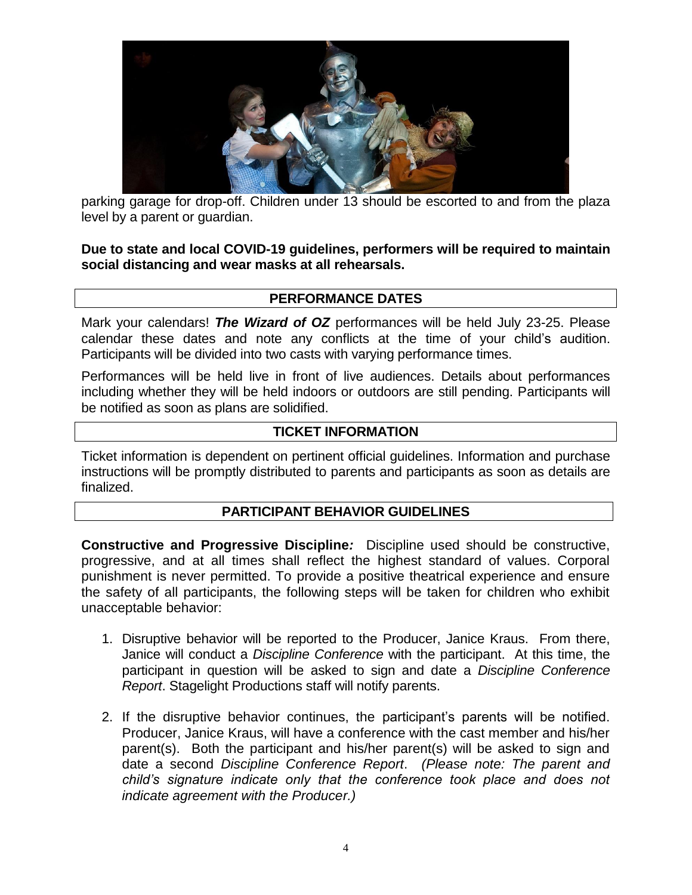parking garage for drop-off. Children under 13 should be escorted to and from the plaza level by a parent or guardian.

**Due to state and local COVID-19 guidelines, performers will be required to maintain social distancing and wear masks at all rehearsals.**

## PERFORMANCE DATES

Mark your calendars! ***The Wizard of OZ*** performances will be held July 23-25. Please calendar these dates and note any conflicts at the time of your child's audition. Participants will be divided into two casts with varying performance times.

Performances will be held live in front of live audiences. Details about performances including whether they will be held indoors or outdoors are still pending. Participants will be notified as soon as plans are solidified.

## TICKET INFORMATION

Ticket information is dependent on pertinent official guidelines. Information and purchase instructions will be promptly distributed to parents and participants as soon as details are finalized.

## PARTICIPANT BEHAVIOR GUIDELINES

**Constructive and Progressive Discipline*:*** Discipline used should be constructive, progressive, and at all times shall reflect the highest standard of values. Corporal punishment is never permitted. To provide a positive theatrical experience and ensure the safety of all participants, the following steps will be taken for children who exhibit unacceptable behavior:

1. Disruptive behavior will be reported to the Producer, Janice Kraus. From there, Janice will conduct a *Discipline Conference* with the participant. At this time, the participant in question will be asked to sign and date a *Discipline Conference Report*. Stagelight Productions staff will notify parents.

2. If the disruptive behavior continues, the participant's parents will be notified. Producer, Janice Kraus, will have a conference with the cast member and his/her parent(s). Both the participant and his/her parent(s) will be asked to sign and date a second *Discipline Conference Report*. *(Please note: The parent and child's signature indicate only that the conference took place and does not indicate agreement with the Producer.)*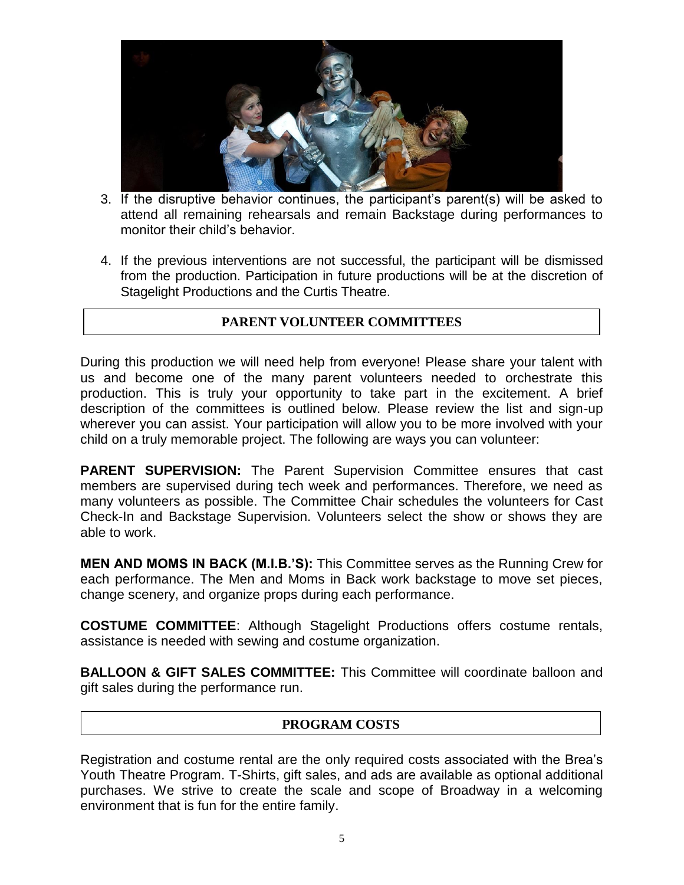3. If the disruptive behavior continues, the participant's parent(s) will be asked to attend all remaining rehearsals and remain Backstage during performances to monitor their child's behavior.

4. If the previous interventions are not successful, the participant will be dismissed from the production. Participation in future productions will be at the discretion of Stagelight Productions and the Curtis Theatre.

## PARENT VOLUNTEER COMMITTEES

During this production we will need help from everyone! Please share your talent with us and become one of the many parent volunteers needed to orchestrate this production. This is truly your opportunity to take part in the excitement. A brief description of the committees is outlined below. Please review the list and sign-up wherever you can assist. Your participation will allow you to be more involved with your child on a truly memorable project. The following are ways you can volunteer:

**PARENT SUPERVISION:** The Parent Supervision Committee ensures that cast members are supervised during tech week and performances. Therefore, we need as many volunteers as possible. The Committee Chair schedules the volunteers for Cast Check-In and Backstage Supervision. Volunteers select the show or shows they are able to work.

**MEN AND MOMS IN BACK (M.I.B.'S):** This Committee serves as the Running Crew for each performance. The Men and Moms in Back work backstage to move set pieces, change scenery, and organize props during each performance.

**COSTUME COMMITTEE**: Although Stagelight Productions offers costume rentals, assistance is needed with sewing and costume organization.

**BALLOON & GIFT SALES COMMITTEE:** This Committee will coordinate balloon and gift sales during the performance run.

## PROGRAM COSTS

Registration and costume rental are the only required costs associated with the Brea's Youth Theatre Program. T-Shirts, gift sales, and ads are available as optional additional purchases. We strive to create the scale and scope of Broadway in a welcoming environment that is fun for the entire family.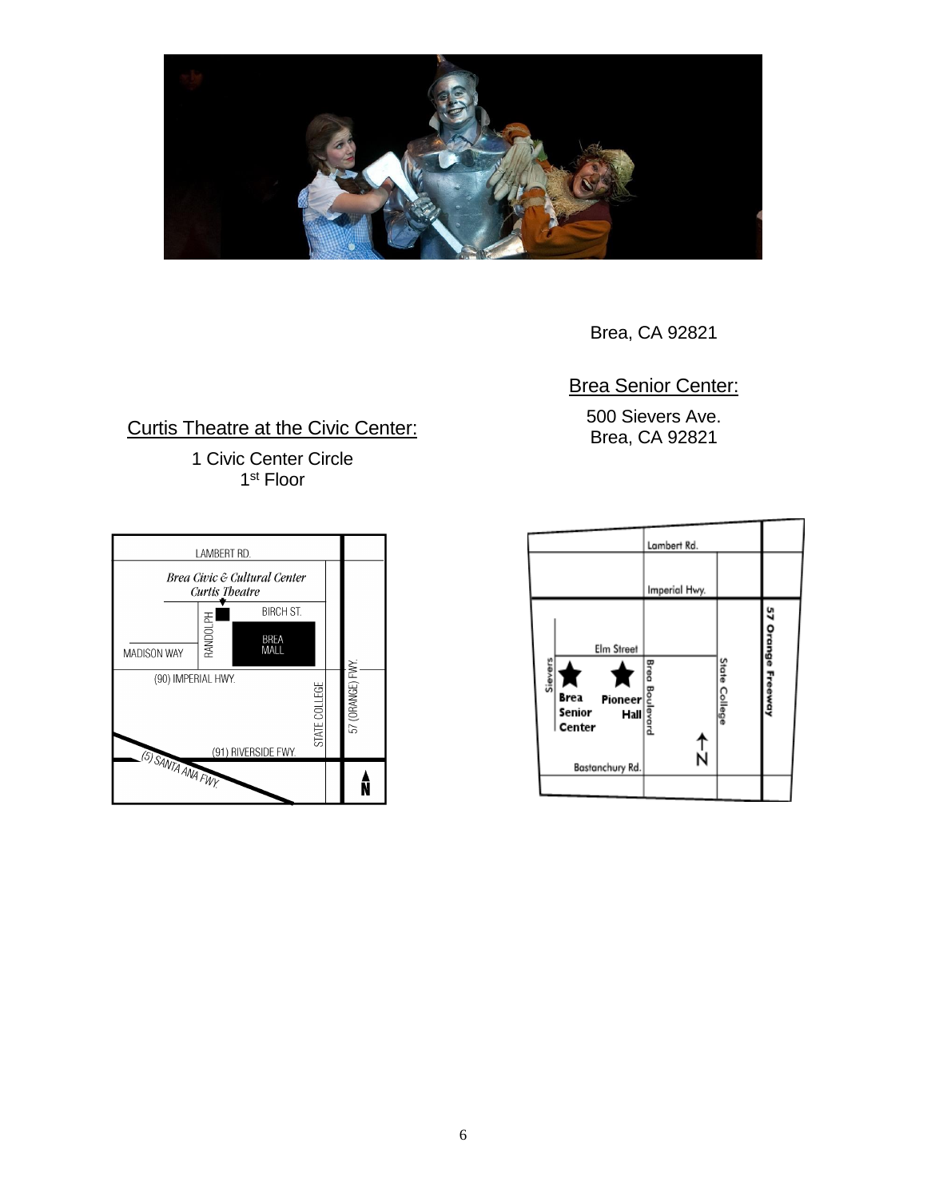Brea, CA 92821

## Brea Senior Center:

500 Sievers Ave.
Brea, CA 92821

## Curtis Theatre at the Civic Center:

1 Civic Center Circle
1st Floor

LAMBERT RD.
*Brea Civic & Cultural Center*
*Curtis Theatre*
BIRCH ST.
RANDOLPH
BREA MALL
MADISON WAY
(90) IMPERIAL HWY.
STATE COLLEGE
57 (ORANGE) FWY.
(91) RIVERSIDE FWY.
(5) SANTA ANA FWY.
N

Lambert Rd.
Imperial Hwy.
57 Orange Freeway
Elm Street
Sievers
Brea Senior Center
Pioneer Hall
Brea Boulevard
State College
N
Bastanchury Rd.